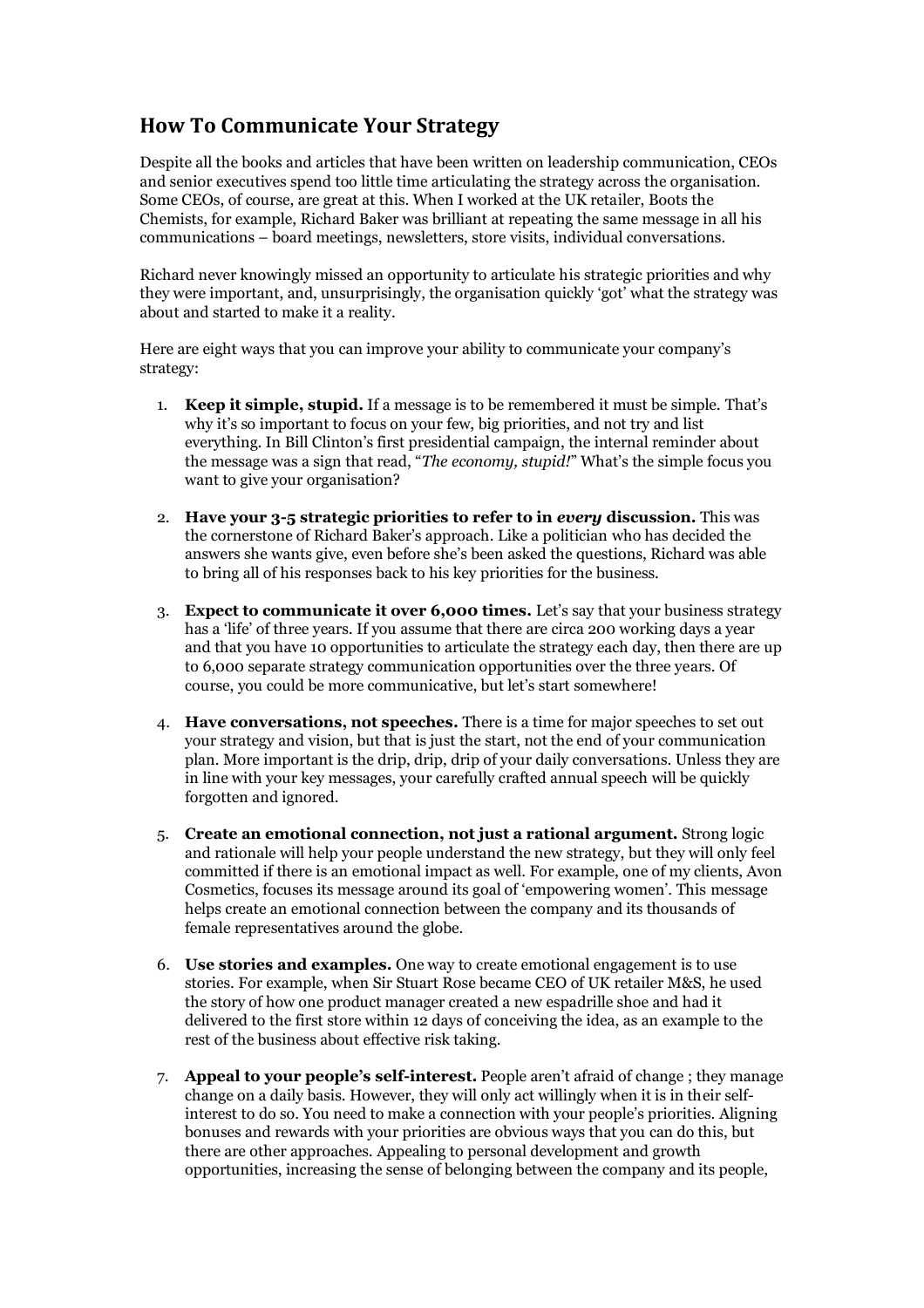## How To Communicate Your Strategy

Despite all the books and articles that have been written on leadership communication, CEOs and senior executives spend too little time articulating the strategy across the organisation. Some CEOs, of course, are great at this. When I worked at the UK retailer, Boots the Chemists, for example, Richard Baker was brilliant at repeating the same message in all his communications – board meetings, newsletters, store visits, individual conversations.

Richard never knowingly missed an opportunity to articulate his strategic priorities and why they were important, and, unsurprisingly, the organisation quickly 'got' what the strategy was about and started to make it a reality.

Here are eight ways that you can improve your ability to communicate your company's strategy:

1. **Keep it simple, stupid.** If a message is to be remembered it must be simple. That's why it's so important to focus on your few, big priorities, and not try and list everything. In Bill Clinton's first presidential campaign, the internal reminder about the message was a sign that read, "*The economy, stupid!*" What's the simple focus you want to give your organisation?

2. **Have your 3-5 strategic priorities to refer to in *every* discussion.** This was the cornerstone of Richard Baker's approach. Like a politician who has decided the answers she wants give, even before she's been asked the questions, Richard was able to bring all of his responses back to his key priorities for the business.

3. **Expect to communicate it over 6,000 times.** Let's say that your business strategy has a 'life' of three years. If you assume that there are circa 200 working days a year and that you have 10 opportunities to articulate the strategy each day, then there are up to 6,000 separate strategy communication opportunities over the three years. Of course, you could be more communicative, but let's start somewhere!

4. **Have conversations, not speeches.** There is a time for major speeches to set out your strategy and vision, but that is just the start, not the end of your communication plan. More important is the drip, drip, drip of your daily conversations. Unless they are in line with your key messages, your carefully crafted annual speech will be quickly forgotten and ignored.

5. **Create an emotional connection, not just a rational argument.** Strong logic and rationale will help your people understand the new strategy, but they will only feel committed if there is an emotional impact as well. For example, one of my clients, Avon Cosmetics, focuses its message around its goal of 'empowering women'. This message helps create an emotional connection between the company and its thousands of female representatives around the globe.

6. **Use stories and examples.** One way to create emotional engagement is to use stories. For example, when Sir Stuart Rose became CEO of UK retailer M&S, he used the story of how one product manager created a new espadrille shoe and had it delivered to the first store within 12 days of conceiving the idea, as an example to the rest of the business about effective risk taking.

7. **Appeal to your people's self-interest.** People aren't afraid of change ; they manage change on a daily basis. However, they will only act willingly when it is in their self-interest to do so. You need to make a connection with your people's priorities. Aligning bonuses and rewards with your priorities are obvious ways that you can do this, but there are other approaches. Appealing to personal development and growth opportunities, increasing the sense of belonging between the company and its people,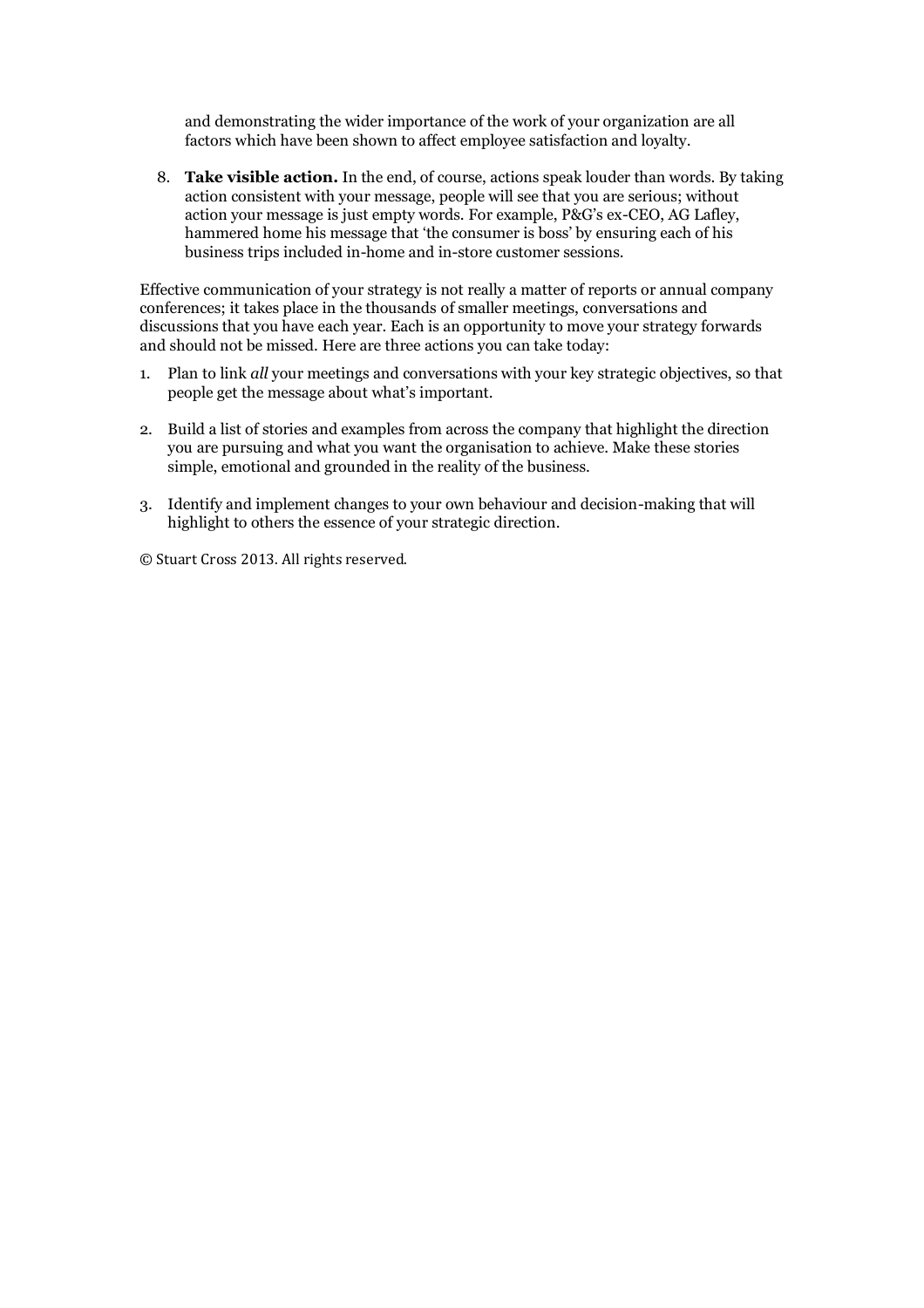and demonstrating the wider importance of the work of your organization are all factors which have been shown to affect employee satisfaction and loyalty.

8. **Take visible action.** In the end, of course, actions speak louder than words. By taking action consistent with your message, people will see that you are serious; without action your message is just empty words. For example, P&G's ex-CEO, AG Lafley, hammered home his message that 'the consumer is boss' by ensuring each of his business trips included in-home and in-store customer sessions.

Effective communication of your strategy is not really a matter of reports or annual company conferences; it takes place in the thousands of smaller meetings, conversations and discussions that you have each year. Each is an opportunity to move your strategy forwards and should not be missed. Here are three actions you can take today:

1. Plan to link *all* your meetings and conversations with your key strategic objectives, so that people get the message about what's important.

2. Build a list of stories and examples from across the company that highlight the direction you are pursuing and what you want the organisation to achieve. Make these stories simple, emotional and grounded in the reality of the business.

3. Identify and implement changes to your own behaviour and decision-making that will highlight to others the essence of your strategic direction.

© Stuart Cross 2013. All rights reserved.